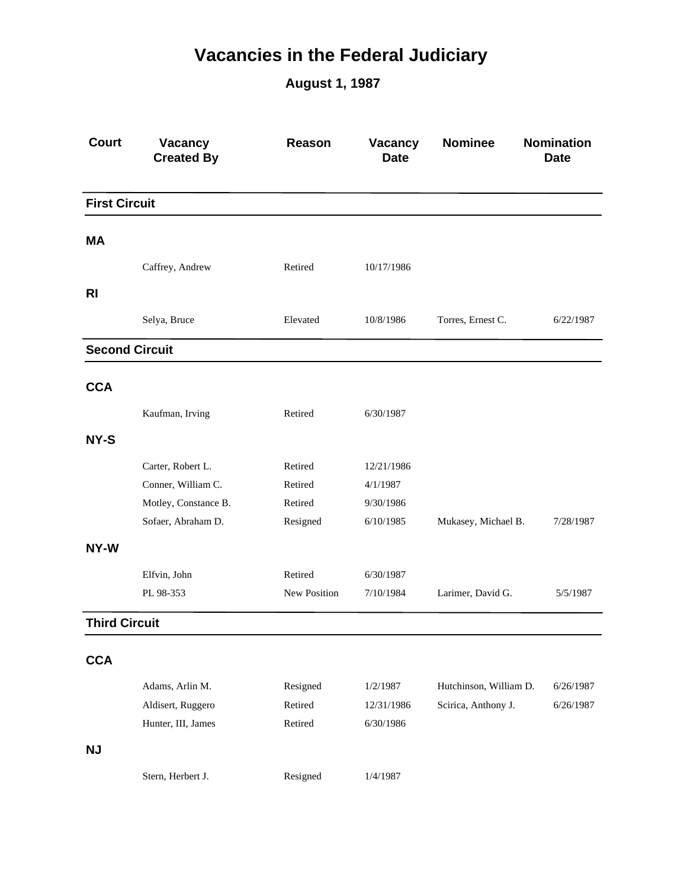# Vacancies in the Federal Judiciary

## August 1, 1987

| Court | Vacancy Created By | Reason | Vacancy Date | Nominee | Nomination Date |
|---|---|---|---|---|---|
| **First Circuit** | | | | | |
| **MA** | | | | | |
| | Caffrey, Andrew | Retired | 10/17/1986 | | |
| **RI** | | | | | |
| | Selya, Bruce | Elevated | 10/8/1986 | Torres, Ernest C. | 6/22/1987 |
| **Second Circuit** | | | | | |
| **CCA** | | | | | |
| | Kaufman, Irving | Retired | 6/30/1987 | | |
| **NY-S** | | | | | |
| | Carter, Robert L. | Retired | 12/21/1986 | | |
| | Conner, William C. | Retired | 4/1/1987 | | |
| | Motley, Constance B. | Retired | 9/30/1986 | | |
| | Sofaer, Abraham D. | Resigned | 6/10/1985 | Mukasey, Michael B. | 7/28/1987 |
| **NY-W** | | | | | |
| | Elfvin, John | Retired | 6/30/1987 | | |
| | PL 98-353 | New Position | 7/10/1984 | Larimer, David G. | 5/5/1987 |
| **Third Circuit** | | | | | |
| **CCA** | | | | | |
| | Adams, Arlin M. | Resigned | 1/2/1987 | Hutchinson, William D. | 6/26/1987 |
| | Aldisert, Ruggero | Retired | 12/31/1986 | Scirica, Anthony J. | 6/26/1987 |
| | Hunter, III, James | Retired | 6/30/1986 | | |
| **NJ** | | | | | |
| | Stern, Herbert J. | Resigned | 1/4/1987 | | |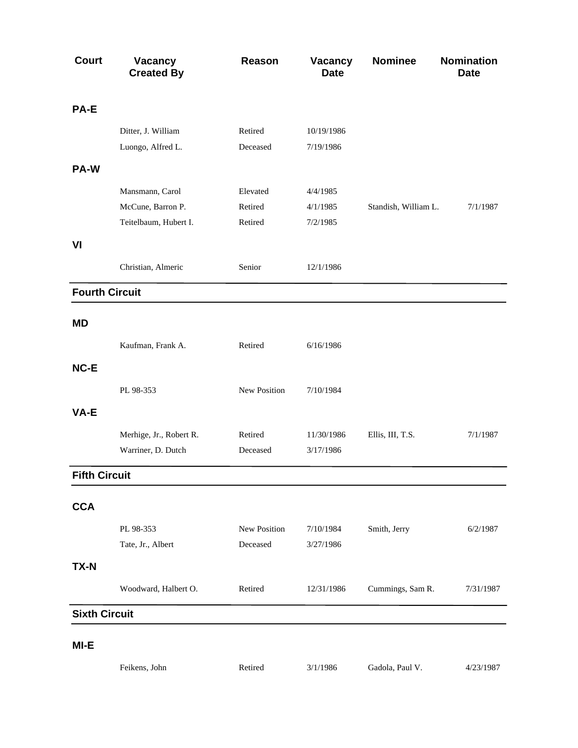| Court | Vacancy Created By | Reason | Vacancy Date | Nominee | Nomination Date |
|---|---|---|---|---|---|
| **PA-E** | | | | | |
| | Ditter, J. William | Retired | 10/19/1986 | | |
| | Luongo, Alfred L. | Deceased | 7/19/1986 | | |
| **PA-W** | | | | | |
| | Mansmann, Carol | Elevated | 4/4/1985 | | |
| | McCune, Barron P. | Retired | 4/1/1985 | Standish, William L. | 7/1/1987 |
| | Teitelbaum, Hubert I. | Retired | 7/2/1985 | | |
| **VI** | | | | | |
| | Christian, Almeric | Senior | 12/1/1986 | | |
| **Fourth Circuit** | | | | | |
| **MD** | | | | | |
| | Kaufman, Frank A. | Retired | 6/16/1986 | | |
| **NC-E** | | | | | |
| | PL 98-353 | New Position | 7/10/1984 | | |
| **VA-E** | | | | | |
| | Merhige, Jr., Robert R. | Retired | 11/30/1986 | Ellis, III, T.S. | 7/1/1987 |
| | Warriner, D. Dutch | Deceased | 3/17/1986 | | |
| **Fifth Circuit** | | | | | |
| **CCA** | | | | | |
| | PL 98-353 | New Position | 7/10/1984 | Smith, Jerry | 6/2/1987 |
| | Tate, Jr., Albert | Deceased | 3/27/1986 | | |
| **TX-N** | | | | | |
| | Woodward, Halbert O. | Retired | 12/31/1986 | Cummings, Sam R. | 7/31/1987 |
| **Sixth Circuit** | | | | | |
| **MI-E** | | | | | |
| | Feikens, John | Retired | 3/1/1986 | Gadola, Paul V. | 4/23/1987 |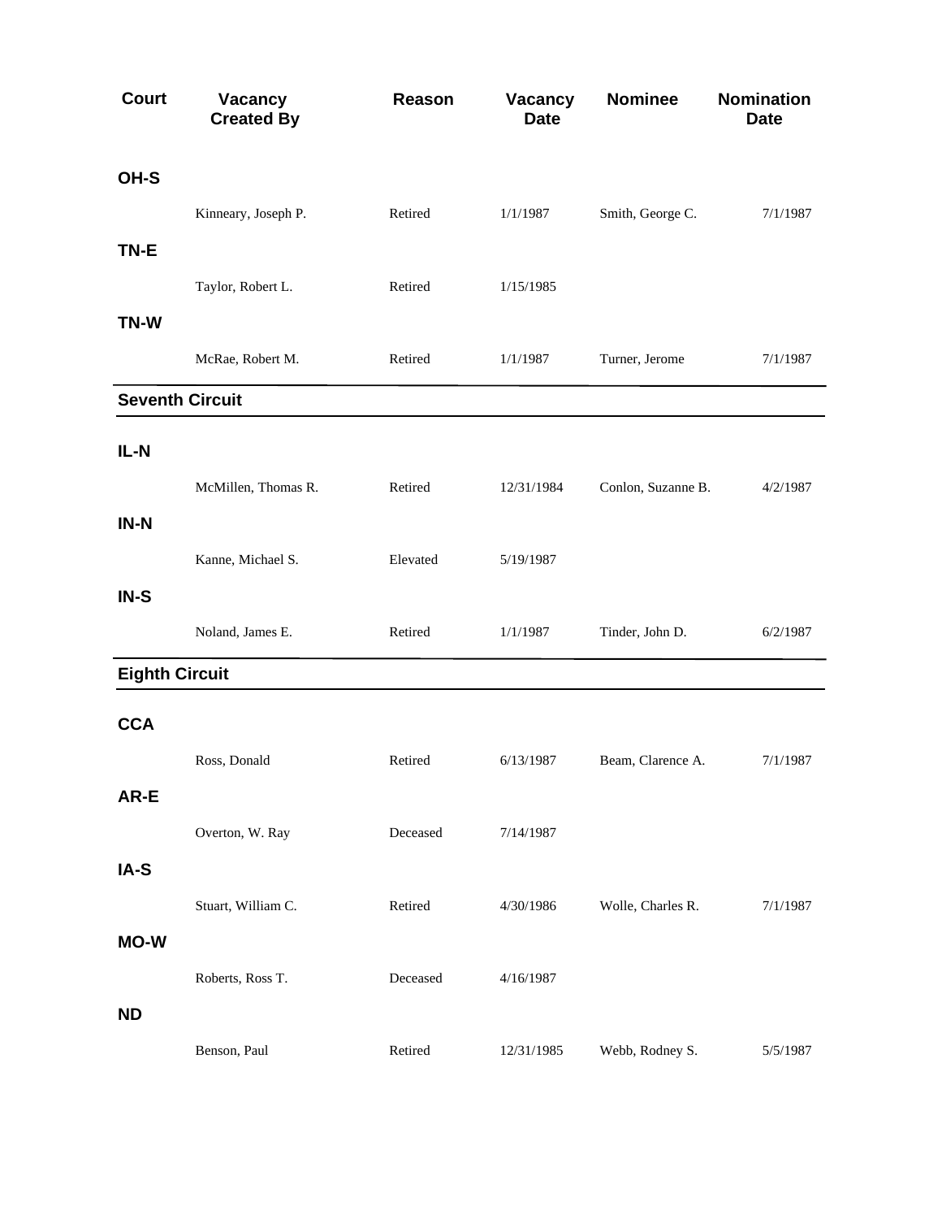| Court | Vacancy Created By | Reason | Vacancy Date | Nominee | Nomination Date |
|---|---|---|---|---|---|
| **OH-S** | | | | | |
| | Kinneary, Joseph P. | Retired | 1/1/1987 | Smith, George C. | 7/1/1987 |
| **TN-E** | | | | | |
| | Taylor, Robert L. | Retired | 1/15/1985 | | |
| **TN-W** | | | | | |
| | McRae, Robert M. | Retired | 1/1/1987 | Turner, Jerome | 7/1/1987 |
| **Seventh Circuit** | | | | | |
| **IL-N** | | | | | |
| | McMillen, Thomas R. | Retired | 12/31/1984 | Conlon, Suzanne B. | 4/2/1987 |
| **IN-N** | | | | | |
| | Kanne, Michael S. | Elevated | 5/19/1987 | | |
| **IN-S** | | | | | |
| | Noland, James E. | Retired | 1/1/1987 | Tinder, John D. | 6/2/1987 |
| **Eighth Circuit** | | | | | |
| **CCA** | | | | | |
| | Ross, Donald | Retired | 6/13/1987 | Beam, Clarence A. | 7/1/1987 |
| **AR-E** | | | | | |
| | Overton, W. Ray | Deceased | 7/14/1987 | | |
| **IA-S** | | | | | |
| | Stuart, William C. | Retired | 4/30/1986 | Wolle, Charles R. | 7/1/1987 |
| **MO-W** | | | | | |
| | Roberts, Ross T. | Deceased | 4/16/1987 | | |
| **ND** | | | | | |
| | Benson, Paul | Retired | 12/31/1985 | Webb, Rodney S. | 5/5/1987 |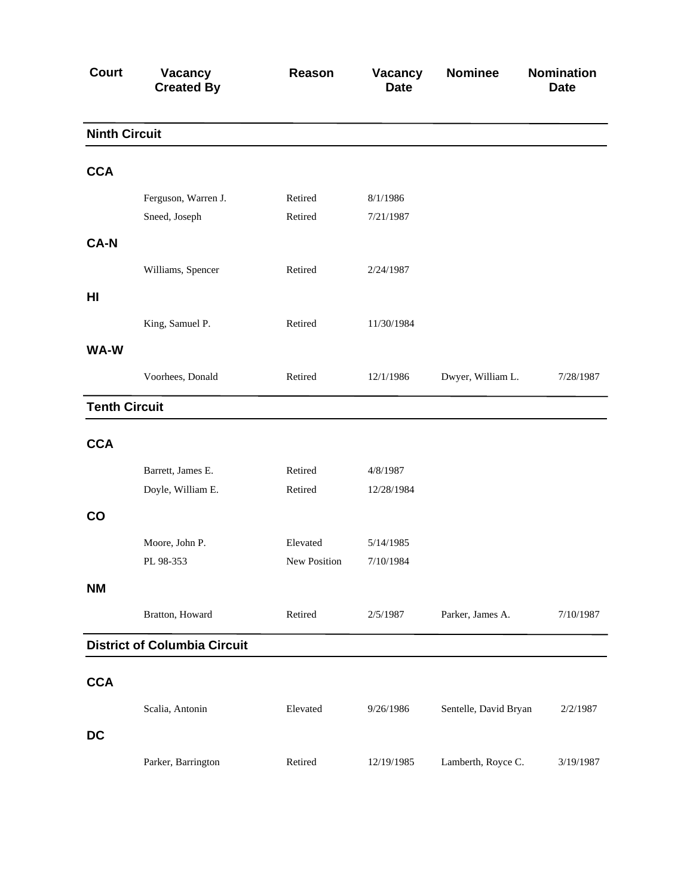| Court | Vacancy Created By | Reason | Vacancy Date | Nominee | Nomination Date |
|---|---|---|---|---|---|
| **Ninth Circuit** | | | | | |
| **CCA** | | | | | |
| | Ferguson, Warren J. | Retired | 8/1/1986 | | |
| | Sneed, Joseph | Retired | 7/21/1987 | | |
| **CA-N** | | | | | |
| | Williams, Spencer | Retired | 2/24/1987 | | |
| **HI** | | | | | |
| | King, Samuel P. | Retired | 11/30/1984 | | |
| **WA-W** | | | | | |
| | Voorhees, Donald | Retired | 12/1/1986 | Dwyer, William L. | 7/28/1987 |
| **Tenth Circuit** | | | | | |
| **CCA** | | | | | |
| | Barrett, James E. | Retired | 4/8/1987 | | |
| | Doyle, William E. | Retired | 12/28/1984 | | |
| **CO** | | | | | |
| | Moore, John P. | Elevated | 5/14/1985 | | |
| | PL 98-353 | New Position | 7/10/1984 | | |
| **NM** | | | | | |
| | Bratton, Howard | Retired | 2/5/1987 | Parker, James A. | 7/10/1987 |
| **District of Columbia Circuit** | | | | | |
| **CCA** | | | | | |
| | Scalia, Antonin | Elevated | 9/26/1986 | Sentelle, David Bryan | 2/2/1987 |
| **DC** | | | | | |
| | Parker, Barrington | Retired | 12/19/1985 | Lamberth, Royce C. | 3/19/1987 |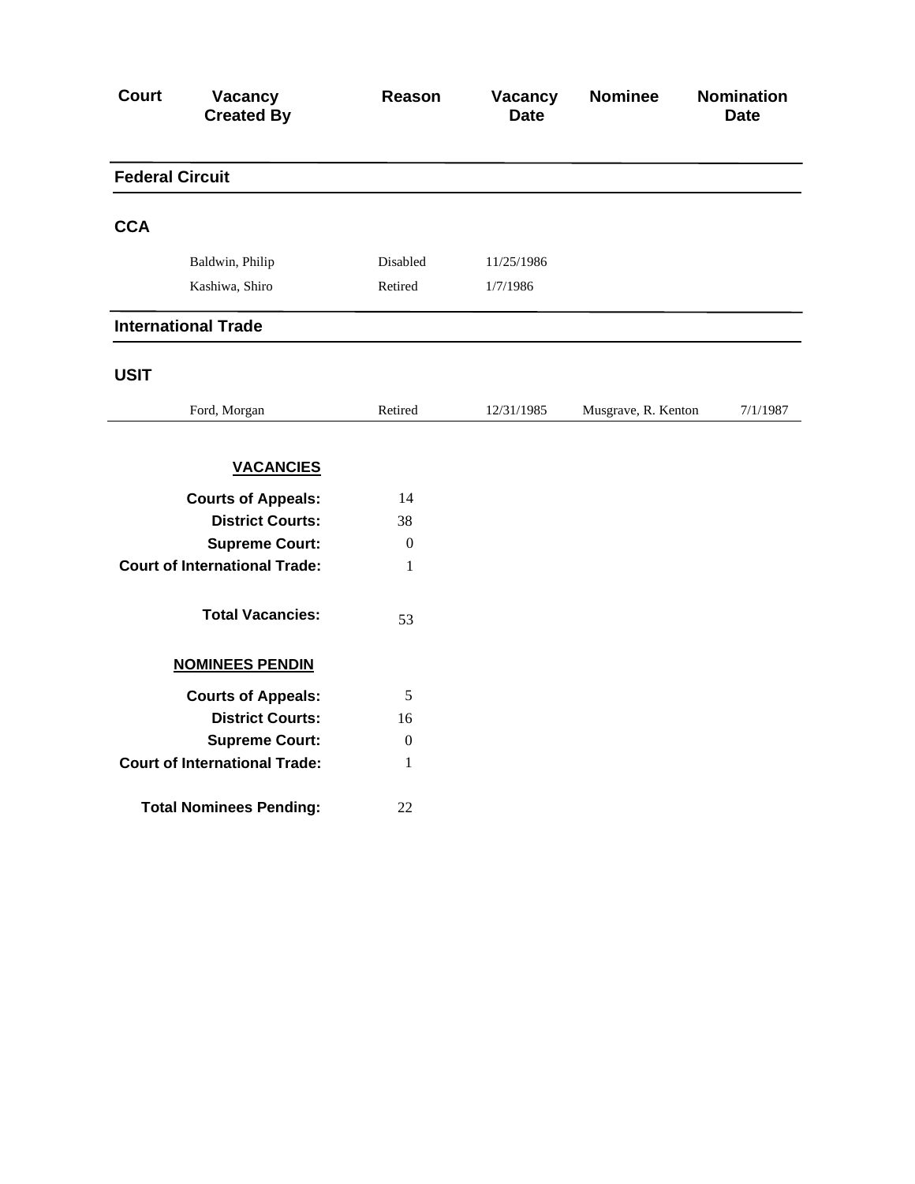| Court | Vacancy Created By | Reason | Vacancy Date | Nominee | Nomination Date |
|---|---|---|---|---|---|
| **Federal Circuit** | | | | | |
| **CCA** | | | | | |
| | Baldwin, Philip | Disabled | 11/25/1986 | | |
| | Kashiwa, Shiro | Retired | 1/7/1986 | | |
| **International Trade** | | | | | |
| **USIT** | | | | | |
| | Ford, Morgan | Retired | 12/31/1985 | Musgrave, R. Kenton | 7/1/1987 |

**VACANCIES**

| | |
|---|---|
| **Courts of Appeals:** | 14 |
| **District Courts:** | 38 |
| **Supreme Court:** | 0 |
| **Court of International Trade:** | 1 |
| **Total Vacancies:** | 53 |

**NOMINEES PENDIN**

| | |
|---|---|
| **Courts of Appeals:** | 5 |
| **District Courts:** | 16 |
| **Supreme Court:** | 0 |
| **Court of International Trade:** | 1 |
| **Total Nominees Pending:** | 22 |